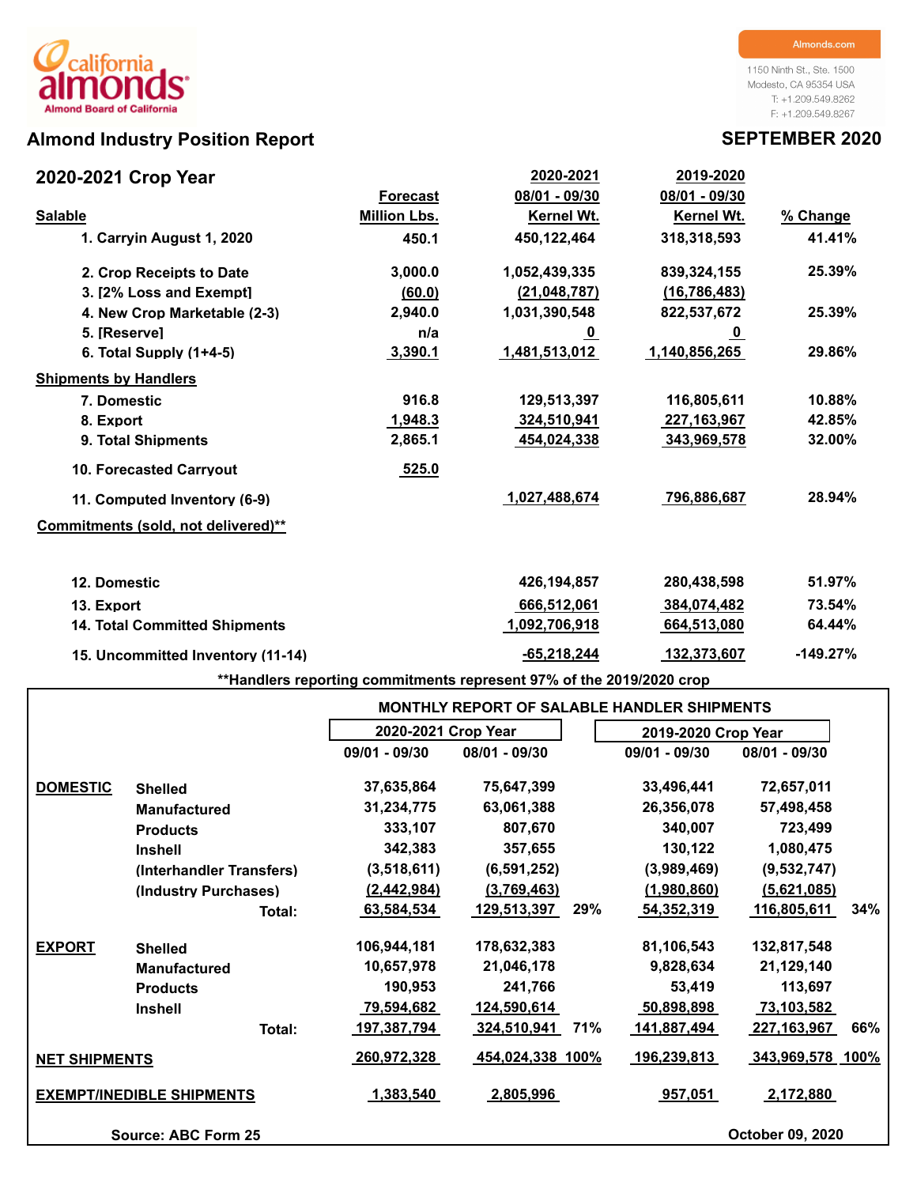california almonds
Almond Board of California

Almonds.com

1150 Ninth St., Ste. 1500
Modesto, CA 95354 USA
T: +1.209.549.8262
F: +1.209.549.8267

# Almond Industry Position Report

## SEPTEMBER 2020

| 2020-2021 Crop Year | Forecast Million Lbs. | 2020-2021 08/01 - 09/30 Kernel Wt. | 2019-2020 08/01 - 09/30 Kernel Wt. | % Change |
|---|---|---|---|---|
| **Salable** | | | | |
| 1. Carryin August 1, 2020 | 450.1 | 450,122,464 | 318,318,593 | 41.41% |
| 2. Crop Receipts to Date | 3,000.0 | 1,052,439,335 | 839,324,155 | 25.39% |
| 3. [2% Loss and Exempt] | (60.0) | (21,048,787) | (16,786,483) | |
| 4. New Crop Marketable (2-3) | 2,940.0 | 1,031,390,548 | 822,537,672 | 25.39% |
| 5. [Reserve] | n/a | 0 | 0 | |
| 6. Total Supply (1+4-5) | 3,390.1 | 1,481,513,012 | 1,140,856,265 | 29.86% |
| **Shipments by Handlers** | | | | |
| 7. Domestic | 916.8 | 129,513,397 | 116,805,611 | 10.88% |
| 8. Export | 1,948.3 | 324,510,941 | 227,163,967 | 42.85% |
| 9. Total Shipments | 2,865.1 | 454,024,338 | 343,969,578 | 32.00% |
| 10. Forecasted Carryout | 525.0 | | | |
| 11. Computed Inventory (6-9) | | 1,027,488,674 | 796,886,687 | 28.94% |
| **Commitments (sold, not delivered)**** | | | | |
| 12. Domestic | | 426,194,857 | 280,438,598 | 51.97% |
| 13. Export | | 666,512,061 | 384,074,482 | 73.54% |
| 14. Total Committed Shipments | | 1,092,706,918 | 664,513,080 | 64.44% |
| 15. Uncommitted Inventory (11-14) | | -65,218,244 | 132,373,607 | -149.27% |

**Handlers reporting commitments represent 97% of the 2019/2020 crop

### MONTHLY REPORT OF SALABLE HANDLER SHIPMENTS

| | | 2020-2021 Crop Year 09/01 - 09/30 | 2020-2021 Crop Year 08/01 - 09/30 | | 2019-2020 Crop Year 09/01 - 09/30 | 2019-2020 Crop Year 08/01 - 09/30 | |
|---|---|---|---|---|---|---|---|
| **DOMESTIC** | Shelled | 37,635,864 | 75,647,399 | | 33,496,441 | 72,657,011 | |
| | Manufactured | 31,234,775 | 63,061,388 | | 26,356,078 | 57,498,458 | |
| | Products | 333,107 | 807,670 | | 340,007 | 723,499 | |
| | Inshell | 342,383 | 357,655 | | 130,122 | 1,080,475 | |
| | (Interhandler Transfers) | (3,518,611) | (6,591,252) | | (3,989,469) | (9,532,747) | |
| | (Industry Purchases) | (2,442,984) | (3,769,463) | | (1,980,860) | (5,621,085) | |
| | Total: | 63,584,534 | 129,513,397 | 29% | 54,352,319 | 116,805,611 | 34% |
| **EXPORT** | Shelled | 106,944,181 | 178,632,383 | | 81,106,543 | 132,817,548 | |
| | Manufactured | 10,657,978 | 21,046,178 | | 9,828,634 | 21,129,140 | |
| | Products | 190,953 | 241,766 | | 53,419 | 113,697 | |
| | Inshell | 79,594,682 | 124,590,614 | | 50,898,898 | 73,103,582 | |
| | Total: | 197,387,794 | 324,510,941 | 71% | 141,887,494 | 227,163,967 | 66% |
| **NET SHIPMENTS** | | 260,972,328 | 454,024,338 | 100% | 196,239,813 | 343,969,578 | 100% |
| **EXEMPT/INEDIBLE SHIPMENTS** | | 1,383,540 | 2,805,996 | | 957,051 | 2,172,880 | |

Source: ABC Form 25

October 09, 2020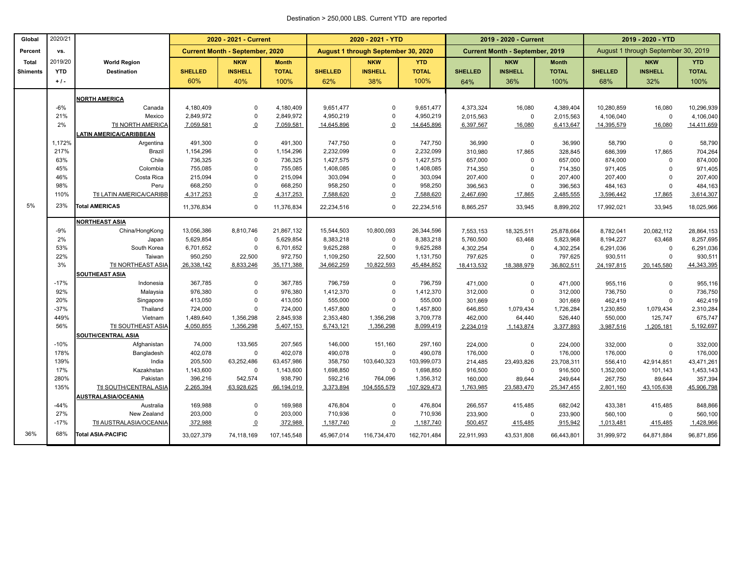Destination > 250,000 LBS. Current YTD are reported

| Global Percent Total Shiments | 2020/21 vs. 2019/20 YTD + / - | World Region Destination | 2020 - 2021 - Current Current Month - September, 2020 SHELLED 60% | NKW INSHELL 40% | Month TOTAL 100% | 2020 - 2021 - YTD August 1 through September 30, 2020 SHELLED 62% | NKW INSHELL 38% | YTD TOTAL 100% | 2019 - 2020 - Current Current Month - September, 2019 SHELLED 64% | NKW INSHELL 36% | Month TOTAL 100% | 2019 - 2020 - YTD August 1 through September 30, 2019 SHELLED 68% | NKW INSHELL 32% | YTD TOTAL 100% |
|---|---|---|---|---|---|---|---|---|---|---|---|---|---|---|
| | | **NORTH AMERICA** | | | | | | | | | | | | |
| | -6% | Canada | 4,180,409 | 0 | 4,180,409 | 9,651,477 | 0 | 9,651,477 | 4,373,324 | 16,080 | 4,389,404 | 10,280,859 | 16,080 | 10,296,939 |
| | 21% | Mexico | 2,849,972 | 0 | 2,849,972 | 4,950,219 | 0 | 4,950,219 | 2,015,563 | 0 | 2,015,563 | 4,106,040 | 0 | 4,106,040 |
| | 2% | Ttl NORTH AMERICA | 7,059,581 | 0 | 7,059,581 | 14,645,896 | 0 | 14,645,896 | 6,397,567 | 16,080 | 6,413,647 | 14,395,579 | 16,080 | 14,411,659 |
| | | **LATIN AMERICA/CARIBBEAN** | | | | | | | | | | | | |
| | 1,172% | Argentina | 491,300 | 0 | 491,300 | 747,750 | 0 | 747,750 | 36,990 | 0 | 36,990 | 58,790 | 0 | 58,790 |
| | 217% | Brazil | 1,154,296 | 0 | 1,154,296 | 2,232,099 | 0 | 2,232,099 | 310,980 | 17,865 | 328,845 | 686,399 | 17,865 | 704,264 |
| | 63% | Chile | 736,325 | 0 | 736,325 | 1,427,575 | 0 | 1,427,575 | 657,000 | 0 | 657,000 | 874,000 | 0 | 874,000 |
| | 45% | Colombia | 755,085 | 0 | 755,085 | 1,408,085 | 0 | 1,408,085 | 714,350 | 0 | 714,350 | 971,405 | 0 | 971,405 |
| | 46% | Costa Rica | 215,094 | 0 | 215,094 | 303,094 | 0 | 303,094 | 207,400 | 0 | 207,400 | 207,400 | 0 | 207,400 |
| | 98% | Peru | 668,250 | 0 | 668,250 | 958,250 | 0 | 958,250 | 396,563 | 0 | 396,563 | 484,163 | 0 | 484,163 |
| | 110% | Ttl LATIN AMERICA/CARIBB | 4,317,253 | 0 | 4,317,253 | 7,588,620 | 0 | 7,588,620 | 2,467,690 | 17,865 | 2,485,555 | 3,596,442 | 17,865 | 3,614,307 |
| 5% | 23% | **Total AMERICAS** | 11,376,834 | 0 | 11,376,834 | 22,234,516 | 0 | 22,234,516 | 8,865,257 | 33,945 | 8,899,202 | 17,992,021 | 33,945 | 18,025,966 |
| | | **NORTHEAST ASIA** | | | | | | | | | | | | |
| | -9% | China/HongKong | 13,056,386 | 8,810,746 | 21,867,132 | 15,544,503 | 10,800,093 | 26,344,596 | 7,553,153 | 18,325,511 | 25,878,664 | 8,782,041 | 20,082,112 | 28,864,153 |
| | 2% | Japan | 5,629,854 | 0 | 5,629,854 | 8,383,218 | 0 | 8,383,218 | 5,760,500 | 63,468 | 5,823,968 | 8,194,227 | 63,468 | 8,257,695 |
| | 53% | South Korea | 6,701,652 | 0 | 6,701,652 | 9,625,288 | 0 | 9,625,288 | 4,302,254 | 0 | 4,302,254 | 6,291,036 | 0 | 6,291,036 |
| | 22% | Taiwan | 950,250 | 22,500 | 972,750 | 1,109,250 | 22,500 | 1,131,750 | 797,625 | 0 | 797,625 | 930,511 | 0 | 930,511 |
| | 3% | Ttl NORTHEAST ASIA | 26,338,142 | 8,833,246 | 35,171,388 | 34,662,259 | 10,822,593 | 45,484,852 | 18,413,532 | 18,388,979 | 36,802,511 | 24,197,815 | 20,145,580 | 44,343,395 |
| | | **SOUTHEAST ASIA** | | | | | | | | | | | | |
| | -17% | Indonesia | 367,785 | 0 | 367,785 | 796,759 | 0 | 796,759 | 471,000 | 0 | 471,000 | 955,116 | 0 | 955,116 |
| | 92% | Malaysia | 976,380 | 0 | 976,380 | 1,412,370 | 0 | 1,412,370 | 312,000 | 0 | 312,000 | 736,750 | 0 | 736,750 |
| | 20% | Singapore | 413,050 | 0 | 413,050 | 555,000 | 0 | 555,000 | 301,669 | 0 | 301,669 | 462,419 | 0 | 462,419 |
| | -37% | Thailand | 724,000 | 0 | 724,000 | 1,457,800 | 0 | 1,457,800 | 646,850 | 1,079,434 | 1,726,284 | 1,230,850 | 1,079,434 | 2,310,284 |
| | 449% | Vietnam | 1,489,640 | 1,356,298 | 2,845,938 | 2,353,480 | 1,356,298 | 3,709,778 | 462,000 | 64,440 | 526,440 | 550,000 | 125,747 | 675,747 |
| | 56% | Ttl SOUTHEAST ASIA | 4,050,855 | 1,356,298 | 5,407,153 | 6,743,121 | 1,356,298 | 8,099,419 | 2,234,019 | 1,143,874 | 3,377,893 | 3,987,516 | 1,205,181 | 5,192,697 |
| | | **SOUTH/CENTRAL ASIA** | | | | | | | | | | | | |
| | -10% | Afghanistan | 74,000 | 133,565 | 207,565 | 146,000 | 151,160 | 297,160 | 224,000 | 0 | 224,000 | 332,000 | 0 | 332,000 |
| | 178% | Bangladesh | 402,078 | 0 | 402,078 | 490,078 | 0 | 490,078 | 176,000 | 0 | 176,000 | 176,000 | 0 | 176,000 |
| | 139% | India | 205,500 | 63,252,486 | 63,457,986 | 358,750 | 103,640,323 | 103,999,073 | 214,485 | 23,493,826 | 23,708,311 | 556,410 | 42,914,851 | 43,471,261 |
| | 17% | Kazakhstan | 1,143,600 | 0 | 1,143,600 | 1,698,850 | 0 | 1,698,850 | 916,500 | 0 | 916,500 | 1,352,000 | 101,143 | 1,453,143 |
| | 280% | Pakistan | 396,216 | 542,574 | 938,790 | 592,216 | 764,096 | 1,356,312 | 160,000 | 89,644 | 249,644 | 267,750 | 89,644 | 357,394 |
| | 135% | Ttl SOUTH/CENTRAL ASIA | 2,265,394 | 63,928,625 | 66,194,019 | 3,373,894 | 104,555,579 | 107,929,473 | 1,763,985 | 23,583,470 | 25,347,455 | 2,801,160 | 43,105,638 | 45,906,798 |
| | | **AUSTRALASIA/OCEANIA** | | | | | | | | | | | | |
| | -44% | Australia | 169,988 | 0 | 169,988 | 476,804 | 0 | 476,804 | 266,557 | 415,485 | 682,042 | 433,381 | 415,485 | 848,866 |
| | 27% | New Zealand | 203,000 | 0 | 203,000 | 710,936 | 0 | 710,936 | 233,900 | 0 | 233,900 | 560,100 | 0 | 560,100 |
| | -17% | Ttl AUSTRALASIA/OCEANIA | 372,988 | 0 | 372,988 | 1,187,740 | 0 | 1,187,740 | 500,457 | 415,485 | 915,942 | 1,013,481 | 415,485 | 1,428,966 |
| 36% | 68% | **Total ASIA-PACIFIC** | 33,027,379 | 74,118,169 | 107,145,548 | 45,967,014 | 116,734,470 | 162,701,484 | 22,911,993 | 43,531,808 | 66,443,801 | 31,999,972 | 64,871,884 | 96,871,856 |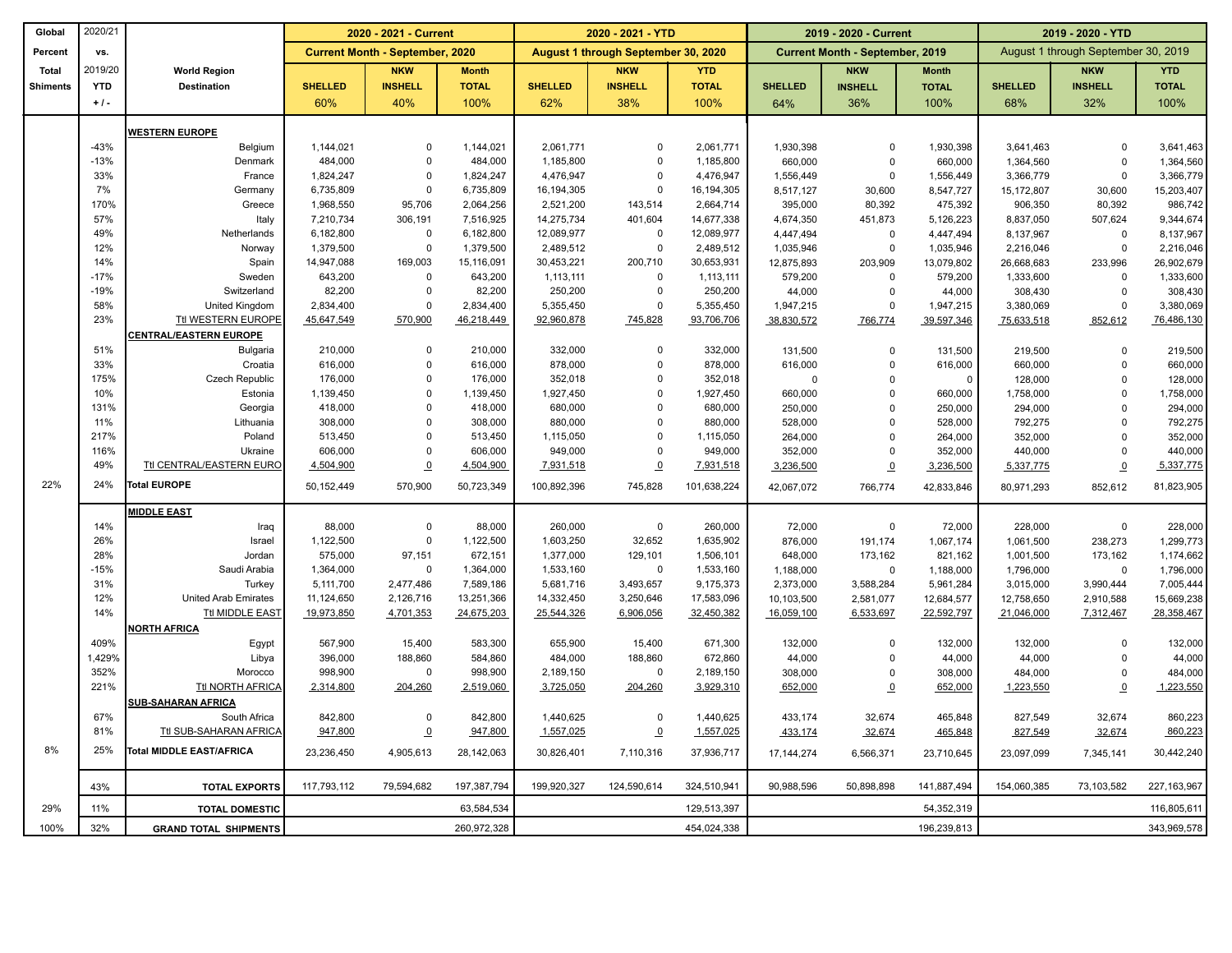| Global Percent Total Shiments | 2020/21 vs. 2019/20 YTD + / - | World Region Destination | 2020 - 2021 - Current | | | 2020 - 2021 - YTD | | | 2019 - 2020 - Current | | | 2019 - 2020 - YTD | | |
|---|---|---|---|---|---|---|---|---|---|---|---|---|---|---|
| | | | Current Month - September, 2020 | | | August 1 through September 30, 2020 | | | Current Month - September, 2019 | | | August 1 through September 30, 2019 | | |
| | | | SHELLED 60% | NKW INSHELL 40% | Month TOTAL 100% | SHELLED 62% | NKW INSHELL 38% | YTD TOTAL 100% | SHELLED 64% | NKW INSHELL 36% | Month TOTAL 100% | SHELLED 68% | NKW INSHELL 32% | YTD TOTAL 100% |
| | | **WESTERN EUROPE** | | | | | | | | | | | | |
| | -43% | Belgium | 1,144,021 | 0 | 1,144,021 | 2,061,771 | 0 | 2,061,771 | 1,930,398 | 0 | 1,930,398 | 3,641,463 | 0 | 3,641,463 |
| | -13% | Denmark | 484,000 | 0 | 484,000 | 1,185,800 | 0 | 1,185,800 | 660,000 | 0 | 660,000 | 1,364,560 | 0 | 1,364,560 |
| | 33% | France | 1,824,247 | 0 | 1,824,247 | 4,476,947 | 0 | 4,476,947 | 1,556,449 | 0 | 1,556,449 | 3,366,779 | 0 | 3,366,779 |
| | 7% | Germany | 6,735,809 | 0 | 6,735,809 | 16,194,305 | 0 | 16,194,305 | 8,517,127 | 30,600 | 8,547,727 | 15,172,807 | 30,600 | 15,203,407 |
| | 170% | Greece | 1,968,550 | 95,706 | 2,064,256 | 2,521,200 | 143,514 | 2,664,714 | 395,000 | 80,392 | 475,392 | 906,350 | 80,392 | 986,742 |
| | 57% | Italy | 7,210,734 | 306,191 | 7,516,925 | 14,275,734 | 401,604 | 14,677,338 | 4,674,350 | 451,873 | 5,126,223 | 8,837,050 | 507,624 | 9,344,674 |
| | 49% | Netherlands | 6,182,800 | 0 | 6,182,800 | 12,089,977 | 0 | 12,089,977 | 4,447,494 | 0 | 4,447,494 | 8,137,967 | 0 | 8,137,967 |
| | 12% | Norway | 1,379,500 | 0 | 1,379,500 | 2,489,512 | 0 | 2,489,512 | 1,035,946 | 0 | 1,035,946 | 2,216,046 | 0 | 2,216,046 |
| | 14% | Spain | 14,947,088 | 169,003 | 15,116,091 | 30,453,221 | 200,710 | 30,653,931 | 12,875,893 | 203,909 | 13,079,802 | 26,668,683 | 233,996 | 26,902,679 |
| | -17% | Sweden | 643,200 | 0 | 643,200 | 1,113,111 | 0 | 1,113,111 | 579,200 | 0 | 579,200 | 1,333,600 | 0 | 1,333,600 |
| | -19% | Switzerland | 82,200 | 0 | 82,200 | 250,200 | 0 | 250,200 | 44,000 | 0 | 44,000 | 308,430 | 0 | 308,430 |
| | 58% | United Kingdom | 2,834,400 | 0 | 2,834,400 | 5,355,450 | 0 | 5,355,450 | 1,947,215 | 0 | 1,947,215 | 3,380,069 | 0 | 3,380,069 |
| | 23% | Ttl WESTERN EUROPE | 45,647,549 | 570,900 | 46,218,449 | 92,960,878 | 745,828 | 93,706,706 | 38,830,572 | 766,774 | 39,597,346 | 75,633,518 | 852,612 | 76,486,130 |
| | | **CENTRAL/EASTERN EUROPE** | | | | | | | | | | | | |
| | 51% | Bulgaria | 210,000 | 0 | 210,000 | 332,000 | 0 | 332,000 | 131,500 | 0 | 131,500 | 219,500 | 0 | 219,500 |
| | 33% | Croatia | 616,000 | 0 | 616,000 | 878,000 | 0 | 878,000 | 616,000 | 0 | 616,000 | 660,000 | 0 | 660,000 |
| | 175% | Czech Republic | 176,000 | 0 | 176,000 | 352,018 | 0 | 352,018 | 0 | 0 | 0 | 128,000 | 0 | 128,000 |
| | 10% | Estonia | 1,139,450 | 0 | 1,139,450 | 1,927,450 | 0 | 1,927,450 | 660,000 | 0 | 660,000 | 1,758,000 | 0 | 1,758,000 |
| | 131% | Georgia | 418,000 | 0 | 418,000 | 680,000 | 0 | 680,000 | 250,000 | 0 | 250,000 | 294,000 | 0 | 294,000 |
| | 11% | Lithuania | 308,000 | 0 | 308,000 | 880,000 | 0 | 880,000 | 528,000 | 0 | 528,000 | 792,275 | 0 | 792,275 |
| | 217% | Poland | 513,450 | 0 | 513,450 | 1,115,050 | 0 | 1,115,050 | 264,000 | 0 | 264,000 | 352,000 | 0 | 352,000 |
| | 116% | Ukraine | 606,000 | 0 | 606,000 | 949,000 | 0 | 949,000 | 352,000 | 0 | 352,000 | 440,000 | 0 | 440,000 |
| | 49% | Ttl CENTRAL/EASTERN EURO | 4,504,900 | 0 | 4,504,900 | 7,931,518 | 0 | 7,931,518 | 3,236,500 | 0 | 3,236,500 | 5,337,775 | 0 | 5,337,775 |
| 22% | 24% | **Total EUROPE** | 50,152,449 | 570,900 | 50,723,349 | 100,892,396 | 745,828 | 101,638,224 | 42,067,072 | 766,774 | 42,833,846 | 80,971,293 | 852,612 | 81,823,905 |
| | | **MIDDLE EAST** | | | | | | | | | | | | |
| | 14% | Iraq | 88,000 | 0 | 88,000 | 260,000 | 0 | 260,000 | 72,000 | 0 | 72,000 | 228,000 | 0 | 228,000 |
| | 26% | Israel | 1,122,500 | 0 | 1,122,500 | 1,603,250 | 32,652 | 1,635,902 | 876,000 | 191,174 | 1,067,174 | 1,061,500 | 238,273 | 1,299,773 |
| | 28% | Jordan | 575,000 | 97,151 | 672,151 | 1,377,000 | 129,101 | 1,506,101 | 648,000 | 173,162 | 821,162 | 1,001,500 | 173,162 | 1,174,662 |
| | -15% | Saudi Arabia | 1,364,000 | 0 | 1,364,000 | 1,533,160 | 0 | 1,533,160 | 1,188,000 | 0 | 1,188,000 | 1,796,000 | 0 | 1,796,000 |
| | 31% | Turkey | 5,111,700 | 2,477,486 | 7,589,186 | 5,681,716 | 3,493,657 | 9,175,373 | 2,373,000 | 3,588,284 | 5,961,284 | 3,015,000 | 3,990,444 | 7,005,444 |
| | 12% | United Arab Emirates | 11,124,650 | 2,126,716 | 13,251,366 | 14,332,450 | 3,250,646 | 17,583,096 | 10,103,500 | 2,581,077 | 12,684,577 | 12,758,650 | 2,910,588 | 15,669,238 |
| | 14% | Ttl MIDDLE EAST | 19,973,850 | 4,701,353 | 24,675,203 | 25,544,326 | 6,906,056 | 32,450,382 | 16,059,100 | 6,533,697 | 22,592,797 | 21,046,000 | 7,312,467 | 28,358,467 |
| | | **NORTH AFRICA** | | | | | | | | | | | | |
| | 409% | Egypt | 567,900 | 15,400 | 583,300 | 655,900 | 15,400 | 671,300 | 132,000 | 0 | 132,000 | 132,000 | 0 | 132,000 |
| | 1,429% | Libya | 396,000 | 188,860 | 584,860 | 484,000 | 188,860 | 672,860 | 44,000 | 0 | 44,000 | 44,000 | 0 | 44,000 |
| | 352% | Morocco | 998,900 | 0 | 998,900 | 2,189,150 | 0 | 2,189,150 | 308,000 | 0 | 308,000 | 484,000 | 0 | 484,000 |
| | 221% | Ttl NORTH AFRICA | 2,314,800 | 204,260 | 2,519,060 | 3,725,050 | 204,260 | 3,929,310 | 652,000 | 0 | 652,000 | 1,223,550 | 0 | 1,223,550 |
| | | **SUB-SAHARAN AFRICA** | | | | | | | | | | | | |
| | 67% | South Africa | 842,800 | 0 | 842,800 | 1,440,625 | 0 | 1,440,625 | 433,174 | 32,674 | 465,848 | 827,549 | 32,674 | 860,223 |
| | 81% | Ttl SUB-SAHARAN AFRICA | 947,800 | 0 | 947,800 | 1,557,025 | 0 | 1,557,025 | 433,174 | 32,674 | 465,848 | 827,549 | 32,674 | 860,223 |
| 8% | 25% | **Total MIDDLE EAST/AFRICA** | 23,236,450 | 4,905,613 | 28,142,063 | 30,826,401 | 7,110,316 | 37,936,717 | 17,144,274 | 6,566,371 | 23,710,645 | 23,097,099 | 7,345,141 | 30,442,240 |
| | 43% | **TOTAL EXPORTS** | 117,793,112 | 79,594,682 | 197,387,794 | 199,920,327 | 124,590,614 | 324,510,941 | 90,988,596 | 50,898,898 | 141,887,494 | 154,060,385 | 73,103,582 | 227,163,967 |
| 29% | 11% | **TOTAL DOMESTIC** | | | 63,584,534 | | | 129,513,397 | | | 54,352,319 | | | 116,805,611 |
| 100% | 32% | **GRAND TOTAL SHIPMENTS** | | | 260,972,328 | | | 454,024,338 | | | 196,239,813 | | | 343,969,578 |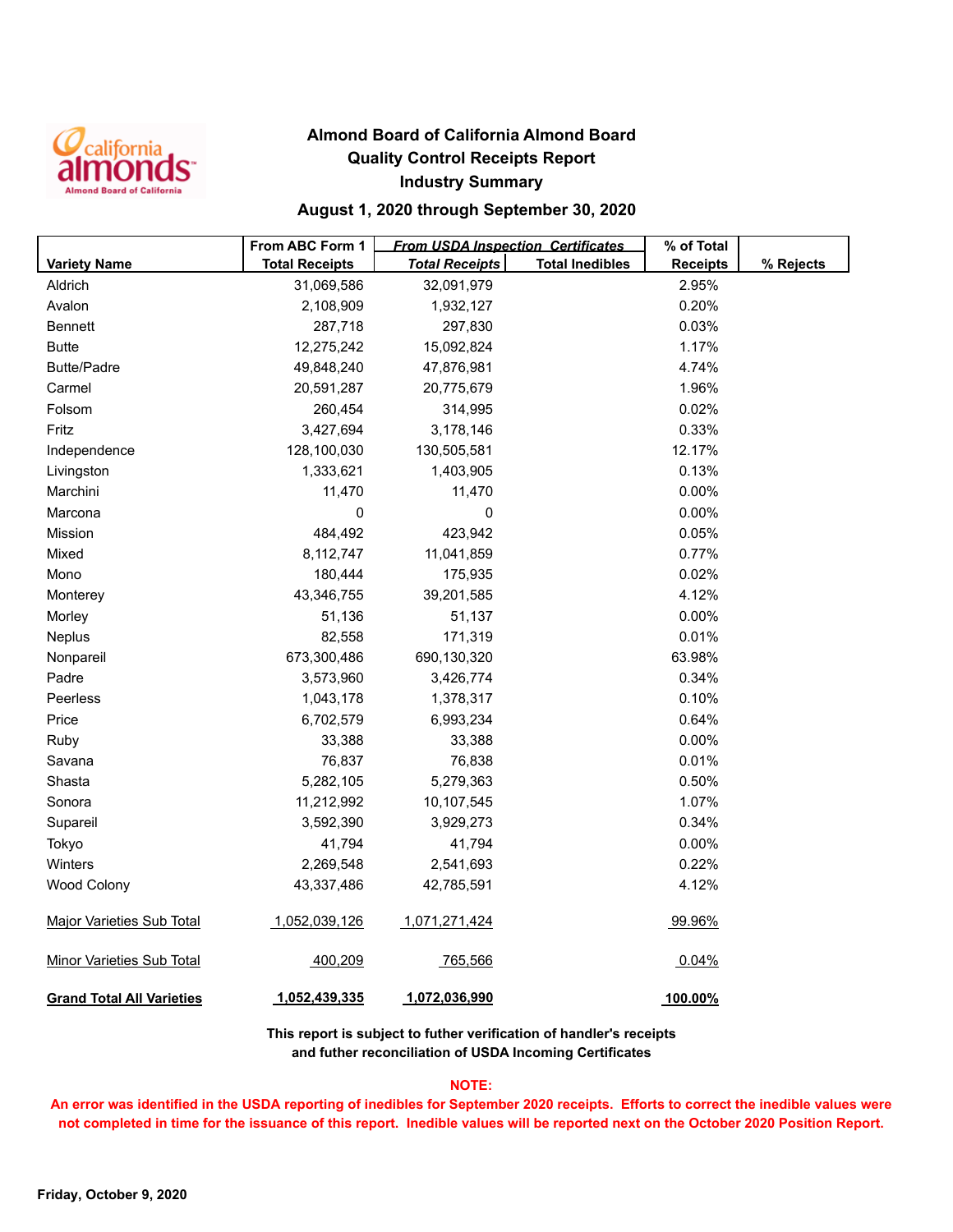# Almond Board of California Almond Board
## Quality Control Receipts Report
## Industry Summary
## August 1, 2020 through September 30, 2020

| Variety Name | From ABC Form 1 Total Receipts | From USDA Inspection Certificates Total Receipts | Total Inedibles | % of Total Receipts | % Rejects |
|---|---|---|---|---|---|
| Aldrich | 31,069,586 | 32,091,979 | | 2.95% | |
| Avalon | 2,108,909 | 1,932,127 | | 0.20% | |
| Bennett | 287,718 | 297,830 | | 0.03% | |
| Butte | 12,275,242 | 15,092,824 | | 1.17% | |
| Butte/Padre | 49,848,240 | 47,876,981 | | 4.74% | |
| Carmel | 20,591,287 | 20,775,679 | | 1.96% | |
| Folsom | 260,454 | 314,995 | | 0.02% | |
| Fritz | 3,427,694 | 3,178,146 | | 0.33% | |
| Independence | 128,100,030 | 130,505,581 | | 12.17% | |
| Livingston | 1,333,621 | 1,403,905 | | 0.13% | |
| Marchini | 11,470 | 11,470 | | 0.00% | |
| Marcona | 0 | 0 | | 0.00% | |
| Mission | 484,492 | 423,942 | | 0.05% | |
| Mixed | 8,112,747 | 11,041,859 | | 0.77% | |
| Mono | 180,444 | 175,935 | | 0.02% | |
| Monterey | 43,346,755 | 39,201,585 | | 4.12% | |
| Morley | 51,136 | 51,137 | | 0.00% | |
| Neplus | 82,558 | 171,319 | | 0.01% | |
| Nonpareil | 673,300,486 | 690,130,320 | | 63.98% | |
| Padre | 3,573,960 | 3,426,774 | | 0.34% | |
| Peerless | 1,043,178 | 1,378,317 | | 0.10% | |
| Price | 6,702,579 | 6,993,234 | | 0.64% | |
| Ruby | 33,388 | 33,388 | | 0.00% | |
| Savana | 76,837 | 76,838 | | 0.01% | |
| Shasta | 5,282,105 | 5,279,363 | | 0.50% | |
| Sonora | 11,212,992 | 10,107,545 | | 1.07% | |
| Supareil | 3,592,390 | 3,929,273 | | 0.34% | |
| Tokyo | 41,794 | 41,794 | | 0.00% | |
| Winters | 2,269,548 | 2,541,693 | | 0.22% | |
| Wood Colony | 43,337,486 | 42,785,591 | | 4.12% | |
| Major Varieties Sub Total | 1,052,039,126 | 1,071,271,424 | | 99.96% | |
| Minor Varieties Sub Total | 400,209 | 765,566 | | 0.04% | |
| **Grand Total All Varieties** | **1,052,439,335** | **1,072,036,990** | | **100.00%** | |

**This report is subject to futher verification of handler's receipts and futher reconciliation of USDA Incoming Certificates**

**NOTE:**
**An error was identified in the USDA reporting of inedibles for September 2020 receipts. Efforts to correct the inedible values were not completed in time for the issuance of this report. Inedible values will be reported next on the October 2020 Position Report.**

**Friday, October 9, 2020**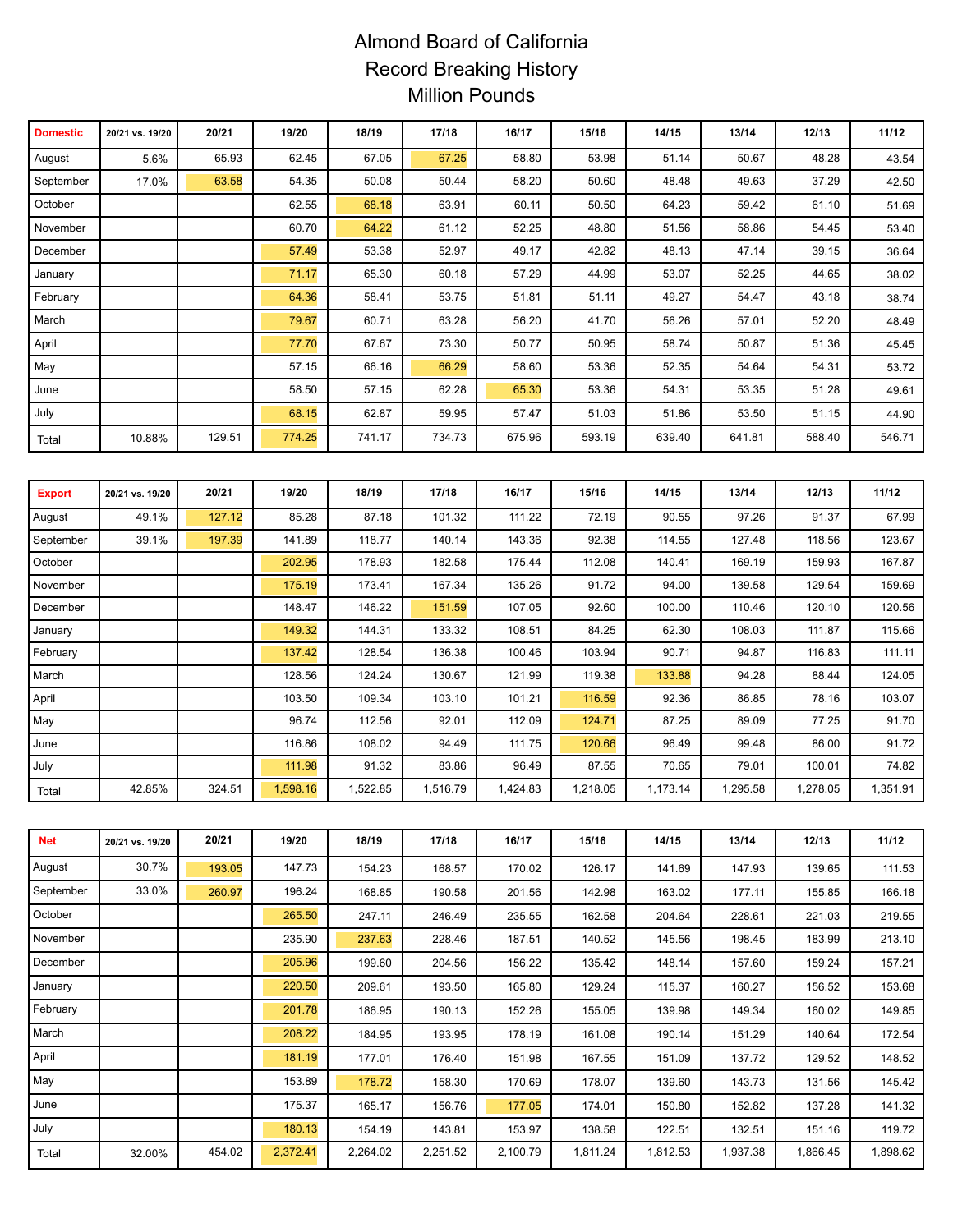# Almond Board of California
## Record Breaking History
## Million Pounds

| Domestic | 20/21 vs. 19/20 | 20/21 | 19/20 | 18/19 | 17/18 | 16/17 | 15/16 | 14/15 | 13/14 | 12/13 | 11/12 |
|---|---|---|---|---|---|---|---|---|---|---|---|
| August | 5.6% | 65.93 | 62.45 | 67.05 | 67.25 | 58.80 | 53.98 | 51.14 | 50.67 | 48.28 | 43.54 |
| September | 17.0% | 63.58 | 54.35 | 50.08 | 50.44 | 58.20 | 50.60 | 48.48 | 49.63 | 37.29 | 42.50 |
| October | | | 62.55 | 68.18 | 63.91 | 60.11 | 50.50 | 64.23 | 59.42 | 61.10 | 51.69 |
| November | | | 60.70 | 64.22 | 61.12 | 52.25 | 48.80 | 51.56 | 58.86 | 54.45 | 53.40 |
| December | | | 57.49 | 53.38 | 52.97 | 49.17 | 42.82 | 48.13 | 47.14 | 39.15 | 36.64 |
| January | | | 71.17 | 65.30 | 60.18 | 57.29 | 44.99 | 53.07 | 52.25 | 44.65 | 38.02 |
| February | | | 64.36 | 58.41 | 53.75 | 51.81 | 51.11 | 49.27 | 54.47 | 43.18 | 38.74 |
| March | | | 79.67 | 60.71 | 63.28 | 56.20 | 41.70 | 56.26 | 57.01 | 52.20 | 48.49 |
| April | | | 77.70 | 67.67 | 73.30 | 50.77 | 50.95 | 58.74 | 50.87 | 51.36 | 45.45 |
| May | | | 57.15 | 66.16 | 66.29 | 58.60 | 53.36 | 52.35 | 54.64 | 54.31 | 53.72 |
| June | | | 58.50 | 57.15 | 62.28 | 65.30 | 53.36 | 54.31 | 53.35 | 51.28 | 49.61 |
| July | | | 68.15 | 62.87 | 59.95 | 57.47 | 51.03 | 51.86 | 53.50 | 51.15 | 44.90 |
| Total | 10.88% | 129.51 | 774.25 | 741.17 | 734.73 | 675.96 | 593.19 | 639.40 | 641.81 | 588.40 | 546.71 |

| Export | 20/21 vs. 19/20 | 20/21 | 19/20 | 18/19 | 17/18 | 16/17 | 15/16 | 14/15 | 13/14 | 12/13 | 11/12 |
|---|---|---|---|---|---|---|---|---|---|---|---|
| August | 49.1% | 127.12 | 85.28 | 87.18 | 101.32 | 111.22 | 72.19 | 90.55 | 97.26 | 91.37 | 67.99 |
| September | 39.1% | 197.39 | 141.89 | 118.77 | 140.14 | 143.36 | 92.38 | 114.55 | 127.48 | 118.56 | 123.67 |
| October | | | 202.95 | 178.93 | 182.58 | 175.44 | 112.08 | 140.41 | 169.19 | 159.93 | 167.87 |
| November | | | 175.19 | 173.41 | 167.34 | 135.26 | 91.72 | 94.00 | 139.58 | 129.54 | 159.69 |
| December | | | 148.47 | 146.22 | 151.59 | 107.05 | 92.60 | 100.00 | 110.46 | 120.10 | 120.56 |
| January | | | 149.32 | 144.31 | 133.32 | 108.51 | 84.25 | 62.30 | 108.03 | 111.87 | 115.66 |
| February | | | 137.42 | 128.54 | 136.38 | 100.46 | 103.94 | 90.71 | 94.87 | 116.83 | 111.11 |
| March | | | 128.56 | 124.24 | 130.67 | 121.99 | 119.38 | 133.88 | 94.28 | 88.44 | 124.05 |
| April | | | 103.50 | 109.34 | 103.10 | 101.21 | 116.59 | 92.36 | 86.85 | 78.16 | 103.07 |
| May | | | 96.74 | 112.56 | 92.01 | 112.09 | 124.71 | 87.25 | 89.09 | 77.25 | 91.70 |
| June | | | 116.86 | 108.02 | 94.49 | 111.75 | 120.66 | 96.49 | 99.48 | 86.00 | 91.72 |
| July | | | 111.98 | 91.32 | 83.86 | 96.49 | 87.55 | 70.65 | 79.01 | 100.01 | 74.82 |
| Total | 42.85% | 324.51 | 1,598.16 | 1,522.85 | 1,516.79 | 1,424.83 | 1,218.05 | 1,173.14 | 1,295.58 | 1,278.05 | 1,351.91 |

| Net | 20/21 vs. 19/20 | 20/21 | 19/20 | 18/19 | 17/18 | 16/17 | 15/16 | 14/15 | 13/14 | 12/13 | 11/12 |
|---|---|---|---|---|---|---|---|---|---|---|---|
| August | 30.7% | 193.05 | 147.73 | 154.23 | 168.57 | 170.02 | 126.17 | 141.69 | 147.93 | 139.65 | 111.53 |
| September | 33.0% | 260.97 | 196.24 | 168.85 | 190.58 | 201.56 | 142.98 | 163.02 | 177.11 | 155.85 | 166.18 |
| October | | | 265.50 | 247.11 | 246.49 | 235.55 | 162.58 | 204.64 | 228.61 | 221.03 | 219.55 |
| November | | | 235.90 | 237.63 | 228.46 | 187.51 | 140.52 | 145.56 | 198.45 | 183.99 | 213.10 |
| December | | | 205.96 | 199.60 | 204.56 | 156.22 | 135.42 | 148.14 | 157.60 | 159.24 | 157.21 |
| January | | | 220.50 | 209.61 | 193.50 | 165.80 | 129.24 | 115.37 | 160.27 | 156.52 | 153.68 |
| February | | | 201.78 | 186.95 | 190.13 | 152.26 | 155.05 | 139.98 | 149.34 | 160.02 | 149.85 |
| March | | | 208.22 | 184.95 | 193.95 | 178.19 | 161.08 | 190.14 | 151.29 | 140.64 | 172.54 |
| April | | | 181.19 | 177.01 | 176.40 | 151.98 | 167.55 | 151.09 | 137.72 | 129.52 | 148.52 |
| May | | | 153.89 | 178.72 | 158.30 | 170.69 | 178.07 | 139.60 | 143.73 | 131.56 | 145.42 |
| June | | | 175.37 | 165.17 | 156.76 | 177.05 | 174.01 | 150.80 | 152.82 | 137.28 | 141.32 |
| July | | | 180.13 | 154.19 | 143.81 | 153.97 | 138.58 | 122.51 | 132.51 | 151.16 | 119.72 |
| Total | 32.00% | 454.02 | 2,372.41 | 2,264.02 | 2,251.52 | 2,100.79 | 1,811.24 | 1,812.53 | 1,937.38 | 1,866.45 | 1,898.62 |